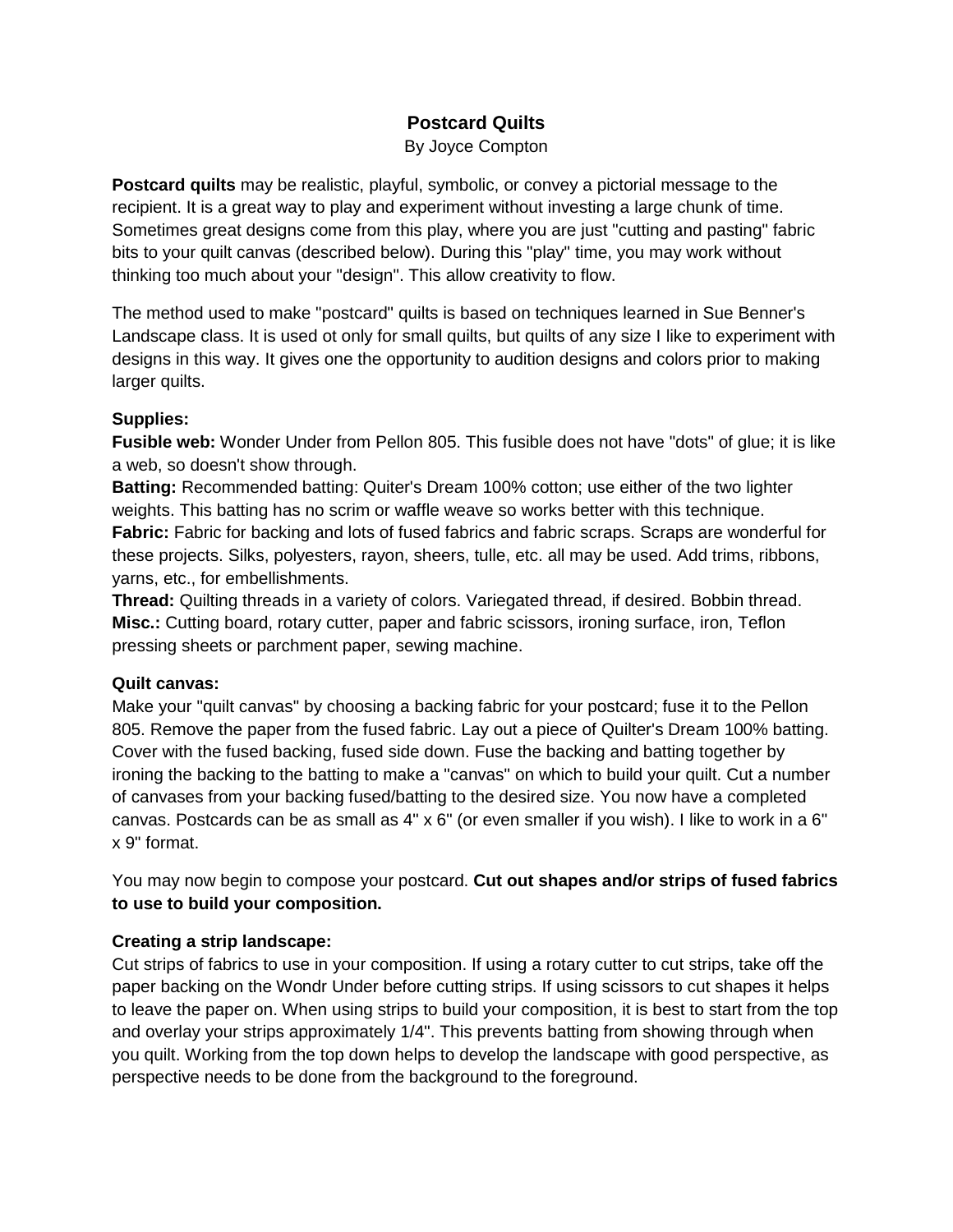# Postcard Quilts

By Joyce Compton

**Postcard quilts** may be realistic, playful, symbolic, or convey a pictorial message to the recipient. It is a great way to play and experiment without investing a large chunk of time. Sometimes great designs come from this play, where you are just "cutting and pasting" fabric bits to your quilt canvas (described below). During this "play" time, you may work without thinking too much about your "design". This allow creativity to flow.

The method used to make "postcard" quilts is based on techniques learned in Sue Benner's Landscape class. It is used ot only for small quilts, but quilts of any size I like to experiment with designs in this way. It gives one the opportunity to audition designs and colors prior to making larger quilts.

**Supplies:**

**Fusible web:** Wonder Under from Pellon 805. This fusible does not have "dots" of glue; it is like a web, so doesn't show through.

**Batting:** Recommended batting: Quiter's Dream 100% cotton; use either of the two lighter weights. This batting has no scrim or waffle weave so works better with this technique.

**Fabric:** Fabric for backing and lots of fused fabrics and fabric scraps. Scraps are wonderful for these projects. Silks, polyesters, rayon, sheers, tulle, etc. all may be used. Add trims, ribbons, yarns, etc., for embellishments.

**Thread:** Quilting threads in a variety of colors. Variegated thread, if desired. Bobbin thread.

**Misc.:** Cutting board, rotary cutter, paper and fabric scissors, ironing surface, iron, Teflon pressing sheets or parchment paper, sewing machine.

**Quilt canvas:**

Make your "quilt canvas" by choosing a backing fabric for your postcard; fuse it to the Pellon 805. Remove the paper from the fused fabric. Lay out a piece of Quilter's Dream 100% batting. Cover with the fused backing, fused side down. Fuse the backing and batting together by ironing the backing to the batting to make a "canvas" on which to build your quilt. Cut a number of canvases from your backing fused/batting to the desired size. You now have a completed canvas. Postcards can be as small as 4" x 6" (or even smaller if you wish). I like to work in a 6" x 9" format.

You may now begin to compose your postcard. **Cut out shapes and/or strips of fused fabrics to use to build your composition.**

**Creating a strip landscape:**

Cut strips of fabrics to use in your composition. If using a rotary cutter to cut strips, take off the paper backing on the Wondr Under before cutting strips. If using scissors to cut shapes it helps to leave the paper on. When using strips to build your composition, it is best to start from the top and overlay your strips approximately 1/4". This prevents batting from showing through when you quilt. Working from the top down helps to develop the landscape with good perspective, as perspective needs to be done from the background to the foreground.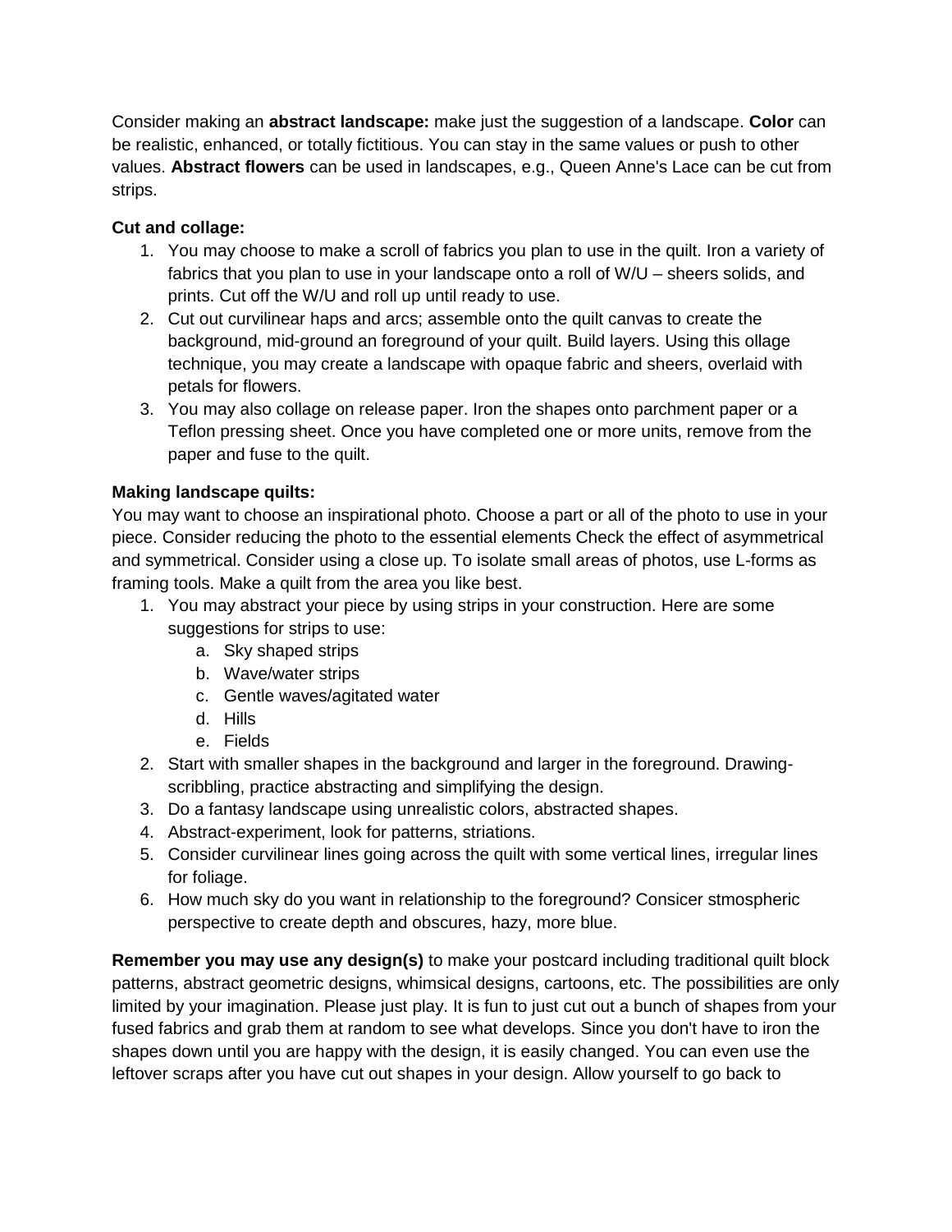Consider making an **abstract landscape:** make just the suggestion of a landscape. **Color** can be realistic, enhanced, or totally fictitious. You can stay in the same values or push to other values. **Abstract flowers** can be used in landscapes, e.g., Queen Anne's Lace can be cut from strips.

**Cut and collage:**

1. You may choose to make a scroll of fabrics you plan to use in the quilt. Iron a variety of fabrics that you plan to use in your landscape onto a roll of W/U – sheers solids, and prints. Cut off the W/U and roll up until ready to use.
2. Cut out curvilinear haps and arcs; assemble onto the quilt canvas to create the background, mid-ground an foreground of your quilt. Build layers. Using this ollage technique, you may create a landscape with opaque fabric and sheers, overlaid with petals for flowers.
3. You may also collage on release paper. Iron the shapes onto parchment paper or a Teflon pressing sheet. Once you have completed one or more units, remove from the paper and fuse to the quilt.

**Making landscape quilts:**

You may want to choose an inspirational photo. Choose a part or all of the photo to use in your piece. Consider reducing the photo to the essential elements Check the effect of asymmetrical and symmetrical. Consider using a close up. To isolate small areas of photos, use L-forms as framing tools. Make a quilt from the area you like best.

1. You may abstract your piece by using strips in your construction. Here are some suggestions for strips to use:
    a. Sky shaped strips
    b. Wave/water strips
    c. Gentle waves/agitated water
    d. Hills
    e. Fields
2. Start with smaller shapes in the background and larger in the foreground. Drawing-scribbling, practice abstracting and simplifying the design.
3. Do a fantasy landscape using unrealistic colors, abstracted shapes.
4. Abstract-experiment, look for patterns, striations.
5. Consider curvilinear lines going across the quilt with some vertical lines, irregular lines for foliage.
6. How much sky do you want in relationship to the foreground? Consicer stmospheric perspective to create depth and obscures, hazy, more blue.

**Remember you may use any design(s)** to make your postcard including traditional quilt block patterns, abstract geometric designs, whimsical designs, cartoons, etc. The possibilities are only limited by your imagination. Please just play. It is fun to just cut out a bunch of shapes from your fused fabrics and grab them at random to see what develops. Since you don't have to iron the shapes down until you are happy with the design, it is easily changed. You can even use the leftover scraps after you have cut out shapes in your design. Allow yourself to go back to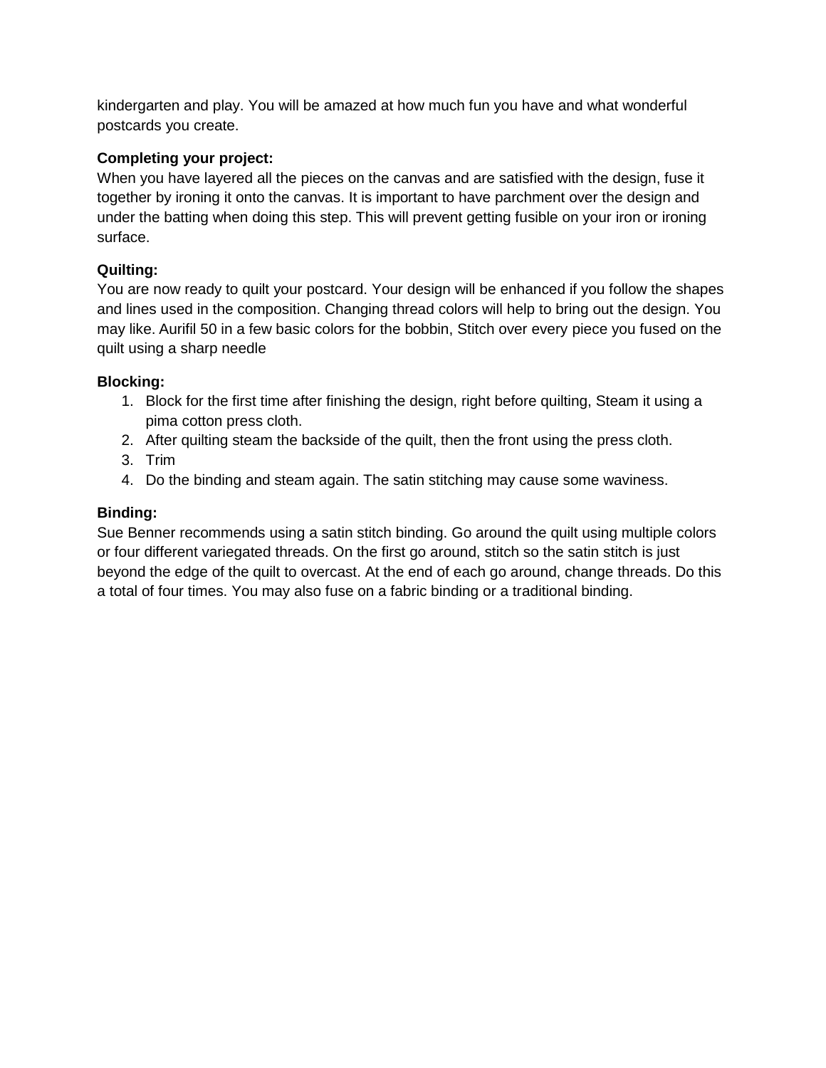kindergarten and play. You will be amazed at how much fun you have and what wonderful postcards you create.

**Completing your project:**
When you have layered all the pieces on the canvas and are satisfied with the design, fuse it together by ironing it onto the canvas. It is important to have parchment over the design and under the batting when doing this step. This will prevent getting fusible on your iron or ironing surface.

**Quilting:**
You are now ready to quilt your postcard. Your design will be enhanced if you follow the shapes and lines used in the composition. Changing thread colors will help to bring out the design. You may like. Aurifil 50 in a few basic colors for the bobbin, Stitch over every piece you fused on the quilt using a sharp needle

**Blocking:**

1. Block for the first time after finishing the design, right before quilting, Steam it using a pima cotton press cloth.
2. After quilting steam the backside of the quilt, then the front using the press cloth.
3. Trim
4. Do the binding and steam again. The satin stitching may cause some waviness.

**Binding:**
Sue Benner recommends using a satin stitch binding. Go around the quilt using multiple colors or four different variegated threads. On the first go around, stitch so the satin stitch is just beyond the edge of the quilt to overcast. At the end of each go around, change threads. Do this a total of four times. You may also fuse on a fabric binding or a traditional binding.